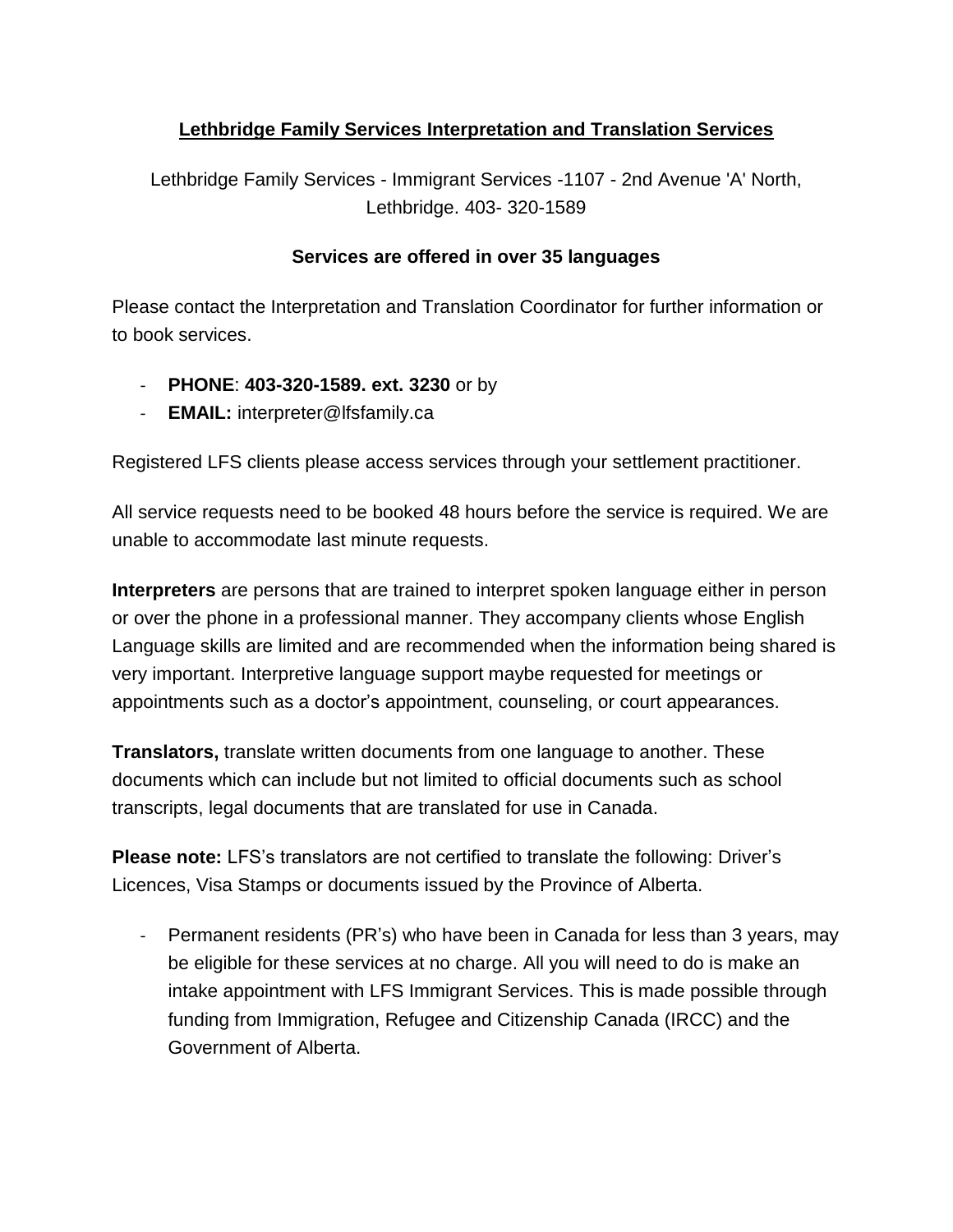# Lethbridge Family Services Interpretation and Translation Services

Lethbridge Family Services - Immigrant Services -1107 - 2nd Avenue 'A' North, Lethbridge. 403- 320-1589

**Services are offered in over 35 languages**

Please contact the Interpretation and Translation Coordinator for further information or to book services.

- **PHONE**: **403-320-1589. ext. 3230** or by
- **EMAIL:** interpreter@lfsfamily.ca

Registered LFS clients please access services through your settlement practitioner.

All service requests need to be booked 48 hours before the service is required. We are unable to accommodate last minute requests.

**Interpreters** are persons that are trained to interpret spoken language either in person or over the phone in a professional manner. They accompany clients whose English Language skills are limited and are recommended when the information being shared is very important. Interpretive language support maybe requested for meetings or appointments such as a doctor's appointment, counseling, or court appearances.

**Translators,** translate written documents from one language to another. These documents which can include but not limited to official documents such as school transcripts, legal documents that are translated for use in Canada.

**Please note:** LFS's translators are not certified to translate the following: Driver's Licences, Visa Stamps or documents issued by the Province of Alberta.

- Permanent residents (PR's) who have been in Canada for less than 3 years, may be eligible for these services at no charge. All you will need to do is make an intake appointment with LFS Immigrant Services. This is made possible through funding from Immigration, Refugee and Citizenship Canada (IRCC) and the Government of Alberta.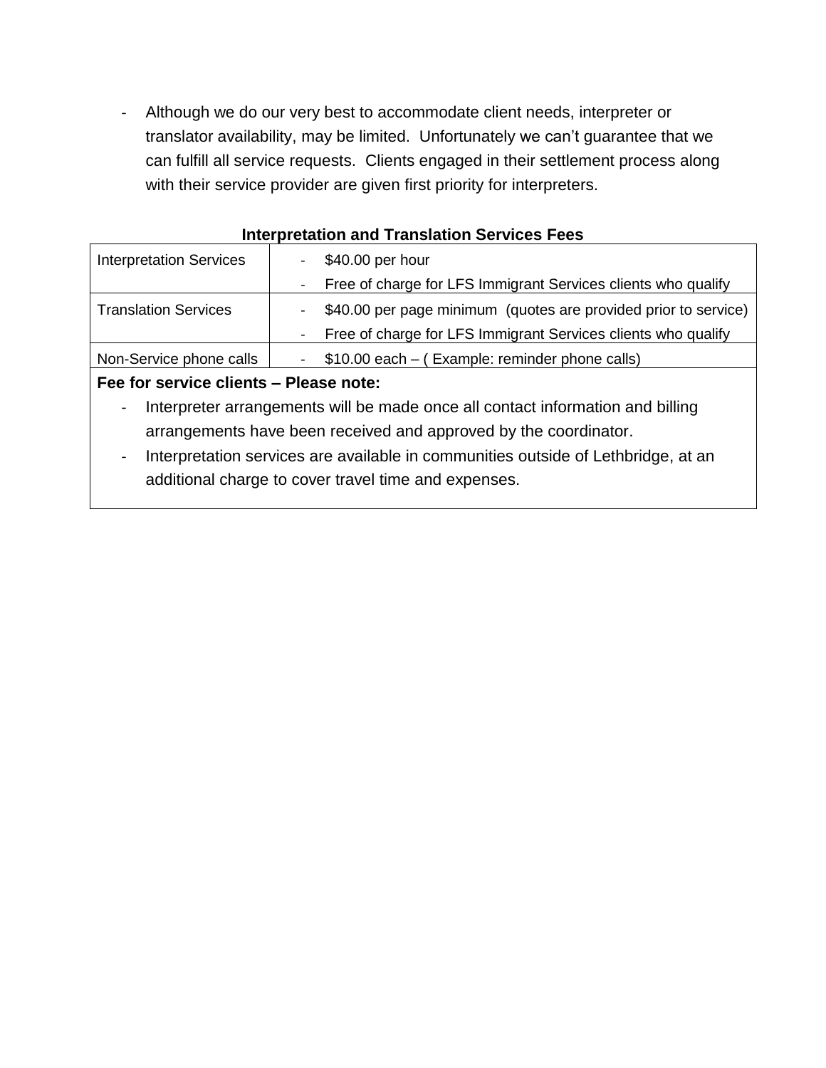- Although we do our very best to accommodate client needs, interpreter or translator availability, may be limited. Unfortunately we can't guarantee that we can fulfill all service requests. Clients engaged in their settlement process along with their service provider are given first priority for interpreters.

**Interpretation and Translation Services Fees**

| | |
|---|---|
| Interpretation Services | - $40.00 per hour<br>- Free of charge for LFS Immigrant Services clients who qualify |
| Translation Services | - $40.00 per page minimum (quotes are provided prior to service)<br>- Free of charge for LFS Immigrant Services clients who qualify |
| Non-Service phone calls | - $10.00 each – ( Example: reminder phone calls) |

**Fee for service clients – Please note:**

- Interpreter arrangements will be made once all contact information and billing arrangements have been received and approved by the coordinator.
- Interpretation services are available in communities outside of Lethbridge, at an additional charge to cover travel time and expenses.